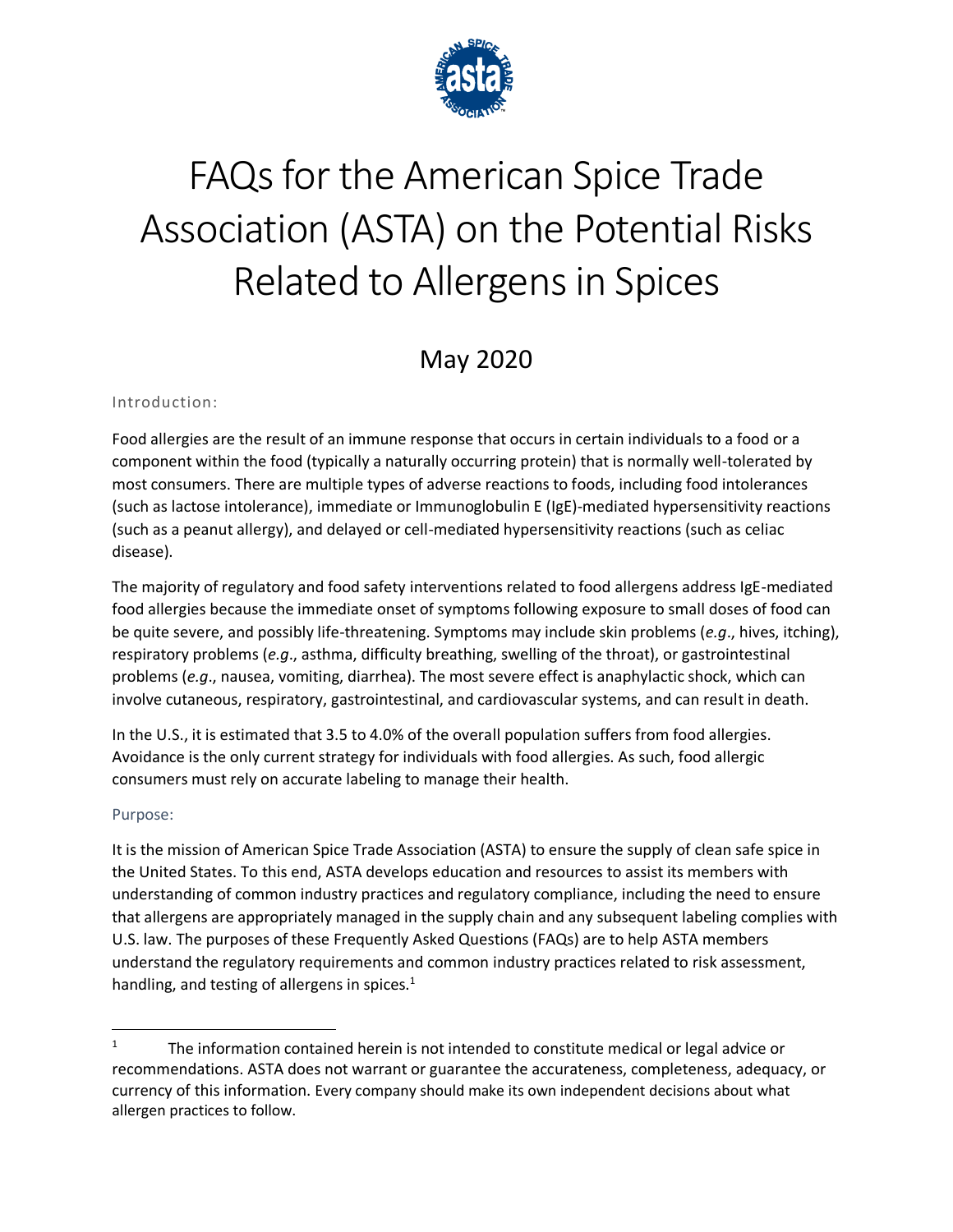# FAQs for the American Spice Trade Association (ASTA) on the Potential Risks Related to Allergens in Spices

## May 2020

### Introduction:

Food allergies are the result of an immune response that occurs in certain individuals to a food or a component within the food (typically a naturally occurring protein) that is normally well-tolerated by most consumers. There are multiple types of adverse reactions to foods, including food intolerances (such as lactose intolerance), immediate or Immunoglobulin E (IgE)-mediated hypersensitivity reactions (such as a peanut allergy), and delayed or cell-mediated hypersensitivity reactions (such as celiac disease).

The majority of regulatory and food safety interventions related to food allergens address IgE-mediated food allergies because the immediate onset of symptoms following exposure to small doses of food can be quite severe, and possibly life-threatening. Symptoms may include skin problems (*e.g*., hives, itching), respiratory problems (*e.g*., asthma, difficulty breathing, swelling of the throat), or gastrointestinal problems (*e.g*., nausea, vomiting, diarrhea). The most severe effect is anaphylactic shock, which can involve cutaneous, respiratory, gastrointestinal, and cardiovascular systems, and can result in death.

In the U.S., it is estimated that 3.5 to 4.0% of the overall population suffers from food allergies. Avoidance is the only current strategy for individuals with food allergies. As such, food allergic consumers must rely on accurate labeling to manage their health.

### Purpose:

It is the mission of American Spice Trade Association (ASTA) to ensure the supply of clean safe spice in the United States. To this end, ASTA develops education and resources to assist its members with understanding of common industry practices and regulatory compliance, including the need to ensure that allergens are appropriately managed in the supply chain and any subsequent labeling complies with U.S. law. The purposes of these Frequently Asked Questions (FAQs) are to help ASTA members understand the regulatory requirements and common industry practices related to risk assessment, handling, and testing of allergens in spices.[1]

---

[1] The information contained herein is not intended to constitute medical or legal advice or recommendations. ASTA does not warrant or guarantee the accurateness, completeness, adequacy, or currency of this information. Every company should make its own independent decisions about what allergen practices to follow.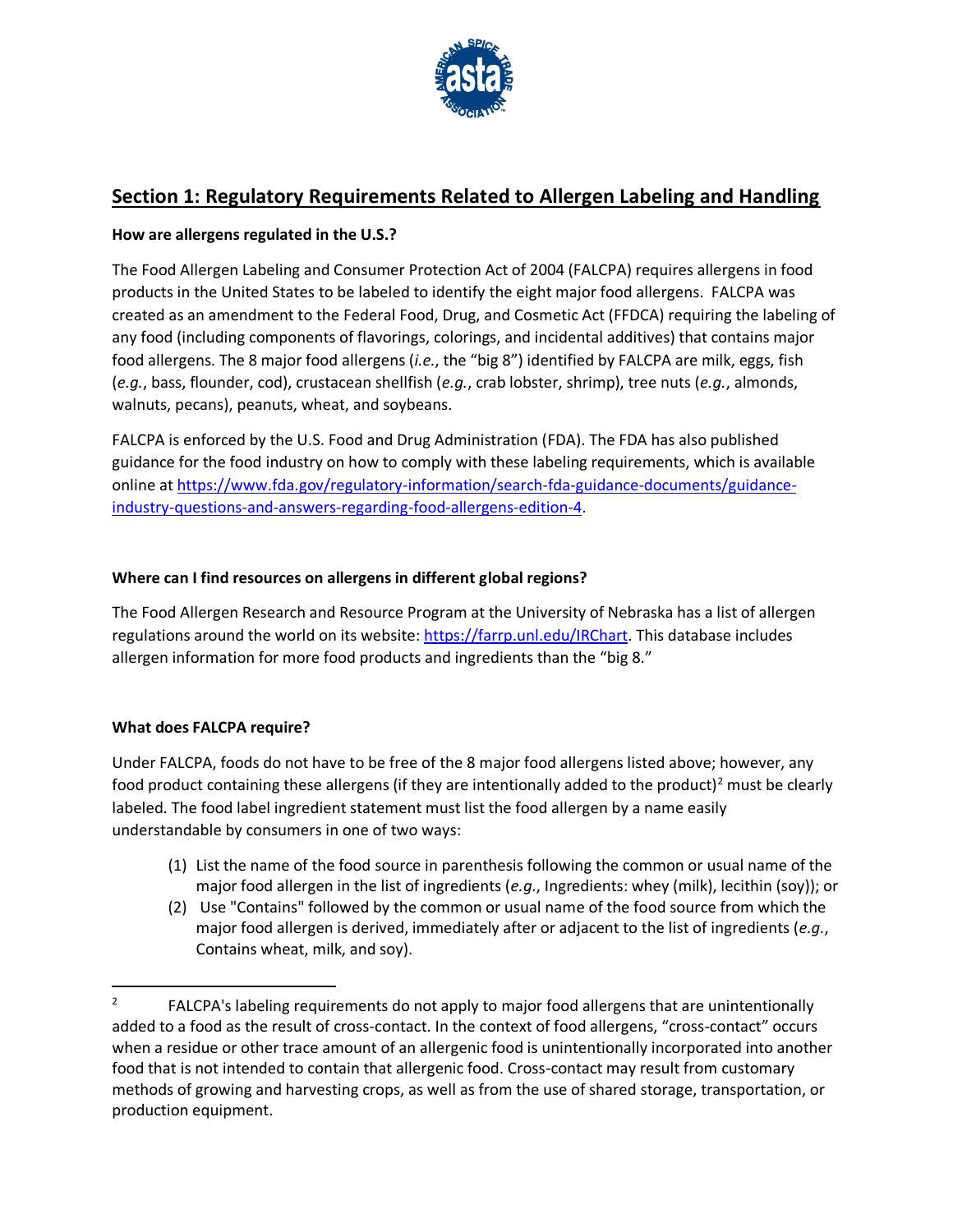## Section 1: Regulatory Requirements Related to Allergen Labeling and Handling

**How are allergens regulated in the U.S.?**

The Food Allergen Labeling and Consumer Protection Act of 2004 (FALCPA) requires allergens in food products in the United States to be labeled to identify the eight major food allergens. FALCPA was created as an amendment to the Federal Food, Drug, and Cosmetic Act (FFDCA) requiring the labeling of any food (including components of flavorings, colorings, and incidental additives) that contains major food allergens. The 8 major food allergens (*i.e.*, the "big 8") identified by FALCPA are milk, eggs, fish (*e.g.*, bass, flounder, cod), crustacean shellfish (*e.g.*, crab lobster, shrimp), tree nuts (*e.g.*, almonds, walnuts, pecans), peanuts, wheat, and soybeans.

FALCPA is enforced by the U.S. Food and Drug Administration (FDA). The FDA has also published guidance for the food industry on how to comply with these labeling requirements, which is available online at https://www.fda.gov/regulatory-information/search-fda-guidance-documents/guidance-industry-questions-and-answers-regarding-food-allergens-edition-4.

**Where can I find resources on allergens in different global regions?**

The Food Allergen Research and Resource Program at the University of Nebraska has a list of allergen regulations around the world on its website: https://farrp.unl.edu/IRChart. This database includes allergen information for more food products and ingredients than the "big 8."

**What does FALCPA require?**

Under FALCPA, foods do not have to be free of the 8 major food allergens listed above; however, any food product containing these allergens (if they are intentionally added to the product)[2] must be clearly labeled. The food label ingredient statement must list the food allergen by a name easily understandable by consumers in one of two ways:

(1) List the name of the food source in parenthesis following the common or usual name of the major food allergen in the list of ingredients (*e.g.*, Ingredients: whey (milk), lecithin (soy)); or
(2) Use "Contains" followed by the common or usual name of the food source from which the major food allergen is derived, immediately after or adjacent to the list of ingredients (*e.g.*, Contains wheat, milk, and soy).

---

[2] FALCPA's labeling requirements do not apply to major food allergens that are unintentionally added to a food as the result of cross-contact. In the context of food allergens, "cross-contact" occurs when a residue or other trace amount of an allergenic food is unintentionally incorporated into another food that is not intended to contain that allergenic food. Cross-contact may result from customary methods of growing and harvesting crops, as well as from the use of shared storage, transportation, or production equipment.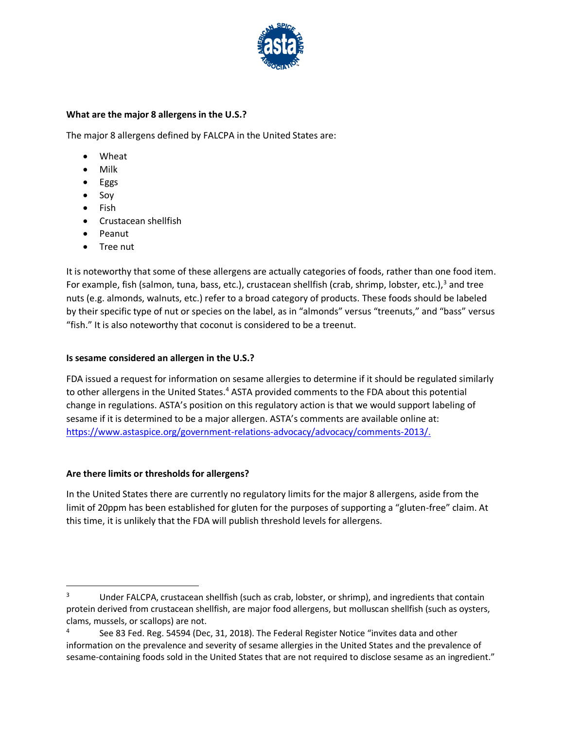**What are the major 8 allergens in the U.S.?**

The major 8 allergens defined by FALCPA in the United States are:

- Wheat
- Milk
- Eggs
- Soy
- Fish
- Crustacean shellfish
- Peanut
- Tree nut

It is noteworthy that some of these allergens are actually categories of foods, rather than one food item. For example, fish (salmon, tuna, bass, etc.), crustacean shellfish (crab, shrimp, lobster, etc.),[3] and tree nuts (e.g. almonds, walnuts, etc.) refer to a broad category of products. These foods should be labeled by their specific type of nut or species on the label, as in "almonds" versus "treenuts," and "bass" versus "fish." It is also noteworthy that coconut is considered to be a treenut.

**Is sesame considered an allergen in the U.S.?**

FDA issued a request for information on sesame allergies to determine if it should be regulated similarly to other allergens in the United States.[4] ASTA provided comments to the FDA about this potential change in regulations. ASTA's position on this regulatory action is that we would support labeling of sesame if it is determined to be a major allergen. ASTA's comments are available online at: https://www.astaspice.org/government-relations-advocacy/advocacy/comments-2013/.

**Are there limits or thresholds for allergens?**

In the United States there are currently no regulatory limits for the major 8 allergens, aside from the limit of 20ppm has been established for gluten for the purposes of supporting a "gluten-free" claim. At this time, it is unlikely that the FDA will publish threshold levels for allergens.

---

[3] Under FALCPA, crustacean shellfish (such as crab, lobster, or shrimp), and ingredients that contain protein derived from crustacean shellfish, are major food allergens, but molluscan shellfish (such as oysters, clams, mussels, or scallops) are not.

[4] See 83 Fed. Reg. 54594 (Dec, 31, 2018). The Federal Register Notice "invites data and other information on the prevalence and severity of sesame allergies in the United States and the prevalence of sesame-containing foods sold in the United States that are not required to disclose sesame as an ingredient."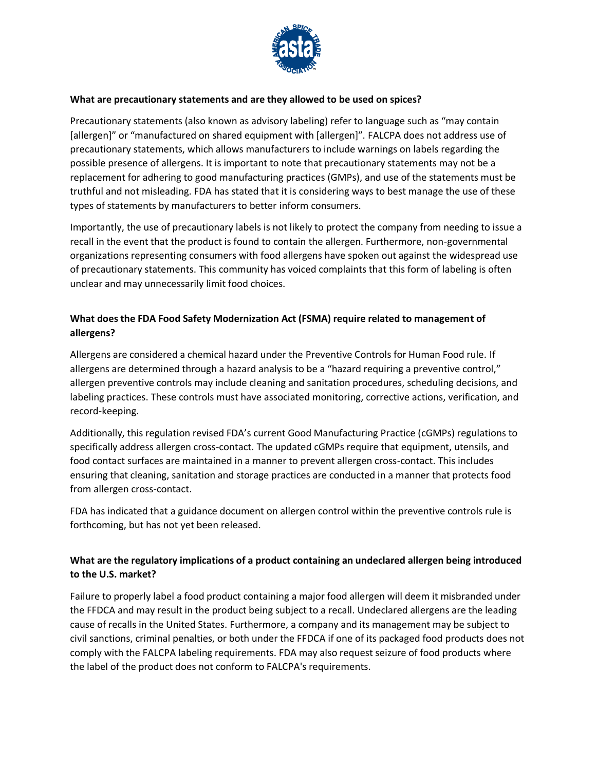**What are precautionary statements and are they allowed to be used on spices?**

Precautionary statements (also known as advisory labeling) refer to language such as "may contain [allergen]" or "manufactured on shared equipment with [allergen]". FALCPA does not address use of precautionary statements, which allows manufacturers to include warnings on labels regarding the possible presence of allergens. It is important to note that precautionary statements may not be a replacement for adhering to good manufacturing practices (GMPs), and use of the statements must be truthful and not misleading. FDA has stated that it is considering ways to best manage the use of these types of statements by manufacturers to better inform consumers.

Importantly, the use of precautionary labels is not likely to protect the company from needing to issue a recall in the event that the product is found to contain the allergen. Furthermore, non-governmental organizations representing consumers with food allergens have spoken out against the widespread use of precautionary statements. This community has voiced complaints that this form of labeling is often unclear and may unnecessarily limit food choices.

**What does the FDA Food Safety Modernization Act (FSMA) require related to management of allergens?**

Allergens are considered a chemical hazard under the Preventive Controls for Human Food rule. If allergens are determined through a hazard analysis to be a "hazard requiring a preventive control," allergen preventive controls may include cleaning and sanitation procedures, scheduling decisions, and labeling practices. These controls must have associated monitoring, corrective actions, verification, and record-keeping.

Additionally, this regulation revised FDA's current Good Manufacturing Practice (cGMPs) regulations to specifically address allergen cross-contact. The updated cGMPs require that equipment, utensils, and food contact surfaces are maintained in a manner to prevent allergen cross-contact. This includes ensuring that cleaning, sanitation and storage practices are conducted in a manner that protects food from allergen cross-contact.

FDA has indicated that a guidance document on allergen control within the preventive controls rule is forthcoming, but has not yet been released.

**What are the regulatory implications of a product containing an undeclared allergen being introduced to the U.S. market?**

Failure to properly label a food product containing a major food allergen will deem it misbranded under the FFDCA and may result in the product being subject to a recall. Undeclared allergens are the leading cause of recalls in the United States. Furthermore, a company and its management may be subject to civil sanctions, criminal penalties, or both under the FFDCA if one of its packaged food products does not comply with the FALCPA labeling requirements. FDA may also request seizure of food products where the label of the product does not conform to FALCPA's requirements.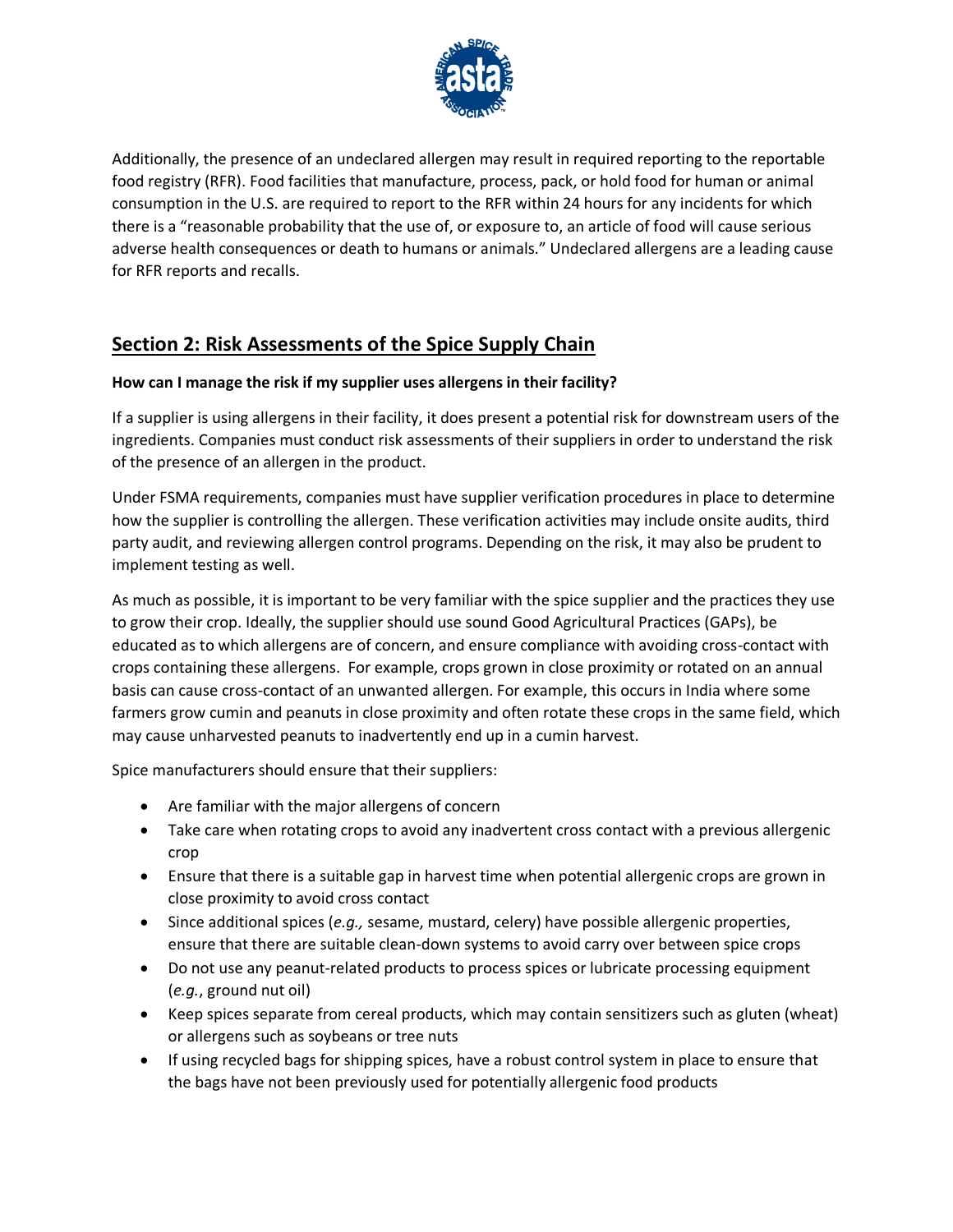Additionally, the presence of an undeclared allergen may result in required reporting to the reportable food registry (RFR). Food facilities that manufacture, process, pack, or hold food for human or animal consumption in the U.S. are required to report to the RFR within 24 hours for any incidents for which there is a "reasonable probability that the use of, or exposure to, an article of food will cause serious adverse health consequences or death to humans or animals." Undeclared allergens are a leading cause for RFR reports and recalls.

## Section 2: Risk Assessments of the Spice Supply Chain

**How can I manage the risk if my supplier uses allergens in their facility?**

If a supplier is using allergens in their facility, it does present a potential risk for downstream users of the ingredients. Companies must conduct risk assessments of their suppliers in order to understand the risk of the presence of an allergen in the product.

Under FSMA requirements, companies must have supplier verification procedures in place to determine how the supplier is controlling the allergen. These verification activities may include onsite audits, third party audit, and reviewing allergen control programs. Depending on the risk, it may also be prudent to implement testing as well.

As much as possible, it is important to be very familiar with the spice supplier and the practices they use to grow their crop. Ideally, the supplier should use sound Good Agricultural Practices (GAPs), be educated as to which allergens are of concern, and ensure compliance with avoiding cross-contact with crops containing these allergens. For example, crops grown in close proximity or rotated on an annual basis can cause cross-contact of an unwanted allergen. For example, this occurs in India where some farmers grow cumin and peanuts in close proximity and often rotate these crops in the same field, which may cause unharvested peanuts to inadvertently end up in a cumin harvest.

Spice manufacturers should ensure that their suppliers:

- Are familiar with the major allergens of concern
- Take care when rotating crops to avoid any inadvertent cross contact with a previous allergenic crop
- Ensure that there is a suitable gap in harvest time when potential allergenic crops are grown in close proximity to avoid cross contact
- Since additional spices (*e.g.,* sesame, mustard, celery) have possible allergenic properties, ensure that there are suitable clean-down systems to avoid carry over between spice crops
- Do not use any peanut-related products to process spices or lubricate processing equipment (*e.g.*, ground nut oil)
- Keep spices separate from cereal products, which may contain sensitizers such as gluten (wheat) or allergens such as soybeans or tree nuts
- If using recycled bags for shipping spices, have a robust control system in place to ensure that the bags have not been previously used for potentially allergenic food products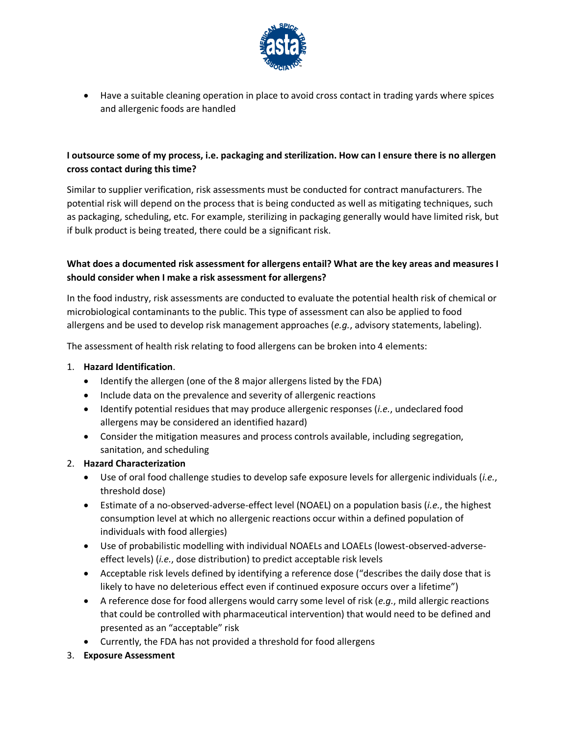- Have a suitable cleaning operation in place to avoid cross contact in trading yards where spices and allergenic foods are handled

**I outsource some of my process, i.e. packaging and sterilization. How can I ensure there is no allergen cross contact during this time?**

Similar to supplier verification, risk assessments must be conducted for contract manufacturers. The potential risk will depend on the process that is being conducted as well as mitigating techniques, such as packaging, scheduling, etc. For example, sterilizing in packaging generally would have limited risk, but if bulk product is being treated, there could be a significant risk.

**What does a documented risk assessment for allergens entail? What are the key areas and measures I should consider when I make a risk assessment for allergens?**

In the food industry, risk assessments are conducted to evaluate the potential health risk of chemical or microbiological contaminants to the public. This type of assessment can also be applied to food allergens and be used to develop risk management approaches (*e.g.*, advisory statements, labeling).

The assessment of health risk relating to food allergens can be broken into 4 elements:

1. **Hazard Identification**.
   - Identify the allergen (one of the 8 major allergens listed by the FDA)
   - Include data on the prevalence and severity of allergenic reactions
   - Identify potential residues that may produce allergenic responses (*i.e.*, undeclared food allergens may be considered an identified hazard)
   - Consider the mitigation measures and process controls available, including segregation, sanitation, and scheduling
2. **Hazard Characterization**
   - Use of oral food challenge studies to develop safe exposure levels for allergenic individuals (*i.e.*, threshold dose)
   - Estimate of a no-observed-adverse-effect level (NOAEL) on a population basis (*i.e.*, the highest consumption level at which no allergenic reactions occur within a defined population of individuals with food allergies)
   - Use of probabilistic modelling with individual NOAELs and LOAELs (lowest-observed-adverse-effect levels) (*i.e.*, dose distribution) to predict acceptable risk levels
   - Acceptable risk levels defined by identifying a reference dose ("describes the daily dose that is likely to have no deleterious effect even if continued exposure occurs over a lifetime")
   - A reference dose for food allergens would carry some level of risk (*e.g.*, mild allergic reactions that could be controlled with pharmaceutical intervention) that would need to be defined and presented as an "acceptable" risk
   - Currently, the FDA has not provided a threshold for food allergens
3. **Exposure Assessment**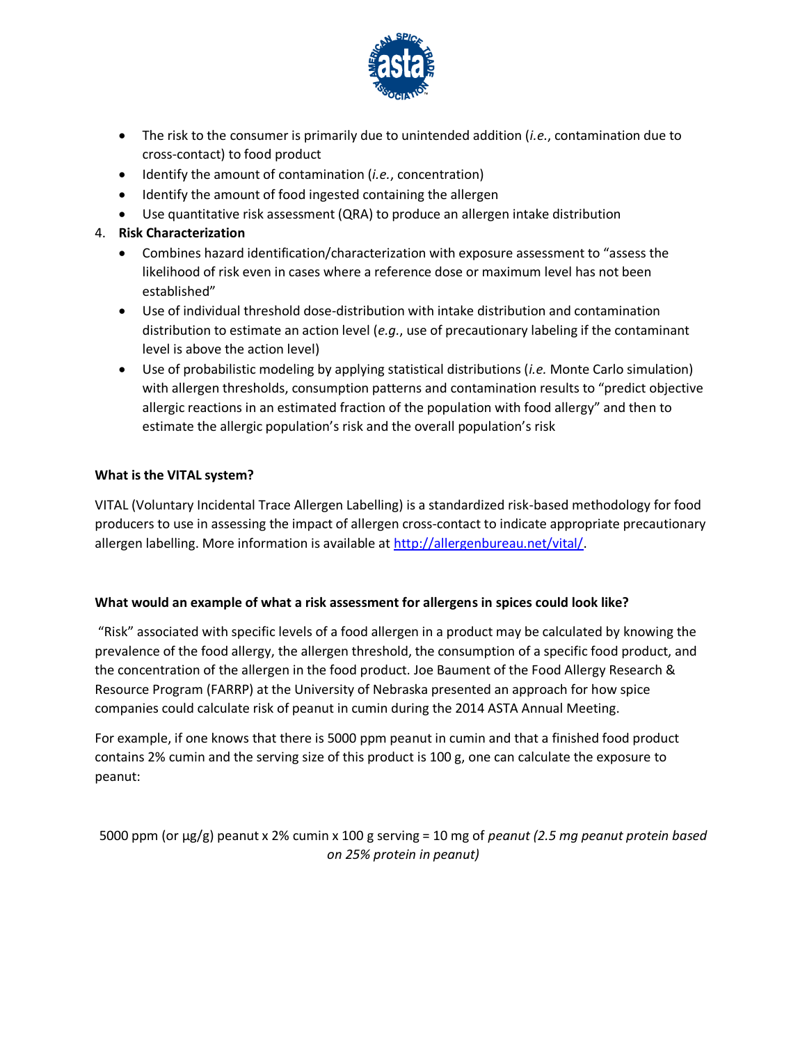- The risk to the consumer is primarily due to unintended addition (*i.e.*, contamination due to cross-contact) to food product
- Identify the amount of contamination (*i.e.*, concentration)
- Identify the amount of food ingested containing the allergen
- Use quantitative risk assessment (QRA) to produce an allergen intake distribution

4. **Risk Characterization**
   - Combines hazard identification/characterization with exposure assessment to "assess the likelihood of risk even in cases where a reference dose or maximum level has not been established"
   - Use of individual threshold dose-distribution with intake distribution and contamination distribution to estimate an action level (*e.g.*, use of precautionary labeling if the contaminant level is above the action level)
   - Use of probabilistic modeling by applying statistical distributions (*i.e.* Monte Carlo simulation) with allergen thresholds, consumption patterns and contamination results to "predict objective allergic reactions in an estimated fraction of the population with food allergy" and then to estimate the allergic population's risk and the overall population's risk

**What is the VITAL system?**

VITAL (Voluntary Incidental Trace Allergen Labelling) is a standardized risk-based methodology for food producers to use in assessing the impact of allergen cross-contact to indicate appropriate precautionary allergen labelling. More information is available at [http://allergenbureau.net/vital/](http://allergenbureau.net/vital/).

**What would an example of what a risk assessment for allergens in spices could look like?**

"Risk" associated with specific levels of a food allergen in a product may be calculated by knowing the prevalence of the food allergy, the allergen threshold, the consumption of a specific food product, and the concentration of the allergen in the food product. Joe Baument of the Food Allergy Research & Resource Program (FARRP) at the University of Nebraska presented an approach for how spice companies could calculate risk of peanut in cumin during the 2014 ASTA Annual Meeting.

For example, if one knows that there is 5000 ppm peanut in cumin and that a finished food product contains 2% cumin and the serving size of this product is 100 g, one can calculate the exposure to peanut:

5000 ppm (or µg/g) peanut x 2% cumin x 100 g serving = 10 mg of *peanut (2.5 mg peanut protein based on 25% protein in peanut)*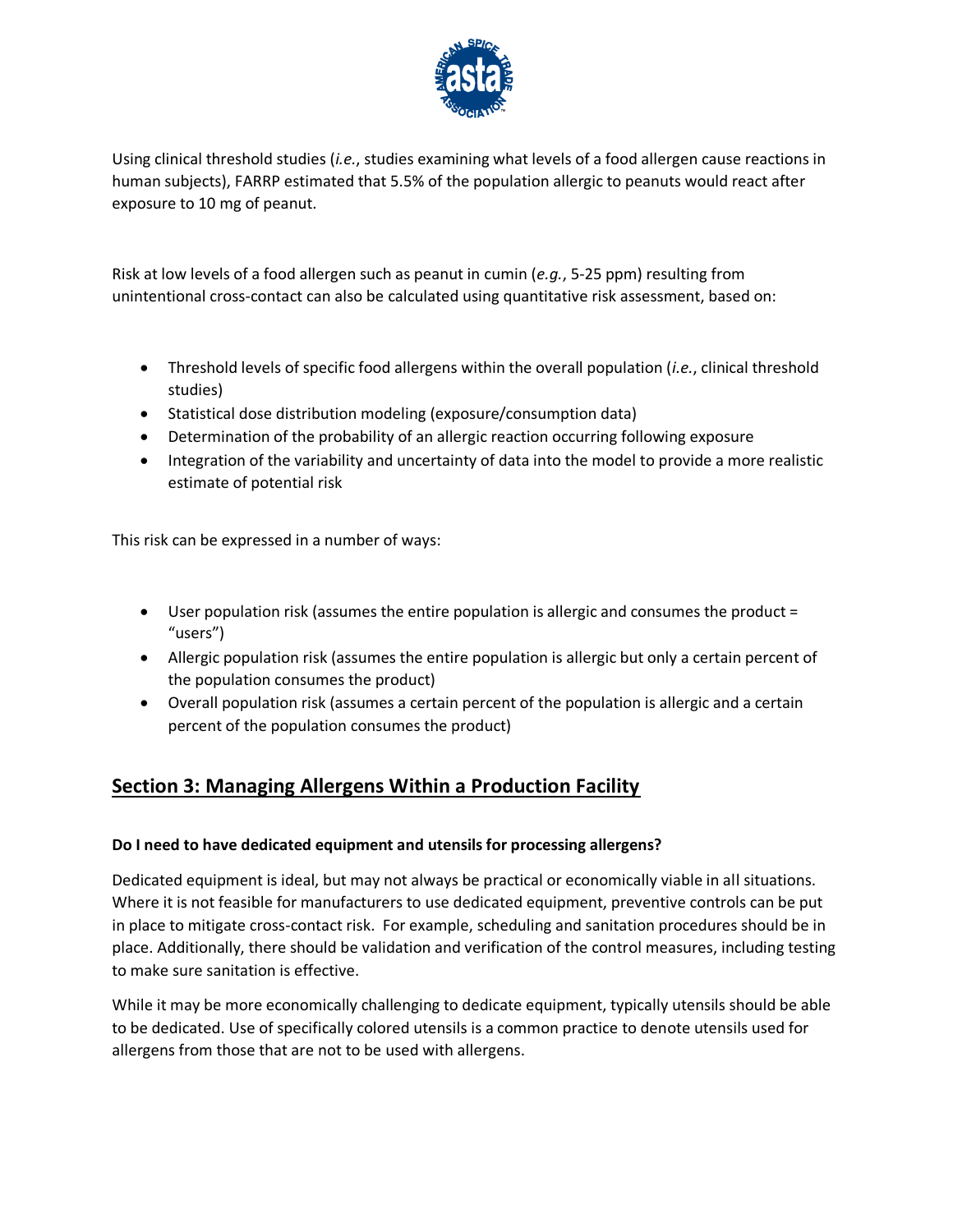Using clinical threshold studies (*i.e.*, studies examining what levels of a food allergen cause reactions in human subjects), FARRP estimated that 5.5% of the population allergic to peanuts would react after exposure to 10 mg of peanut.

Risk at low levels of a food allergen such as peanut in cumin (*e.g.*, 5-25 ppm) resulting from unintentional cross-contact can also be calculated using quantitative risk assessment, based on:

- Threshold levels of specific food allergens within the overall population (*i.e.*, clinical threshold studies)
- Statistical dose distribution modeling (exposure/consumption data)
- Determination of the probability of an allergic reaction occurring following exposure
- Integration of the variability and uncertainty of data into the model to provide a more realistic estimate of potential risk

This risk can be expressed in a number of ways:

- User population risk (assumes the entire population is allergic and consumes the product = "users")
- Allergic population risk (assumes the entire population is allergic but only a certain percent of the population consumes the product)
- Overall population risk (assumes a certain percent of the population is allergic and a certain percent of the population consumes the product)

## Section 3: Managing Allergens Within a Production Facility

**Do I need to have dedicated equipment and utensils for processing allergens?**

Dedicated equipment is ideal, but may not always be practical or economically viable in all situations. Where it is not feasible for manufacturers to use dedicated equipment, preventive controls can be put in place to mitigate cross-contact risk. For example, scheduling and sanitation procedures should be in place. Additionally, there should be validation and verification of the control measures, including testing to make sure sanitation is effective.

While it may be more economically challenging to dedicate equipment, typically utensils should be able to be dedicated. Use of specifically colored utensils is a common practice to denote utensils used for allergens from those that are not to be used with allergens.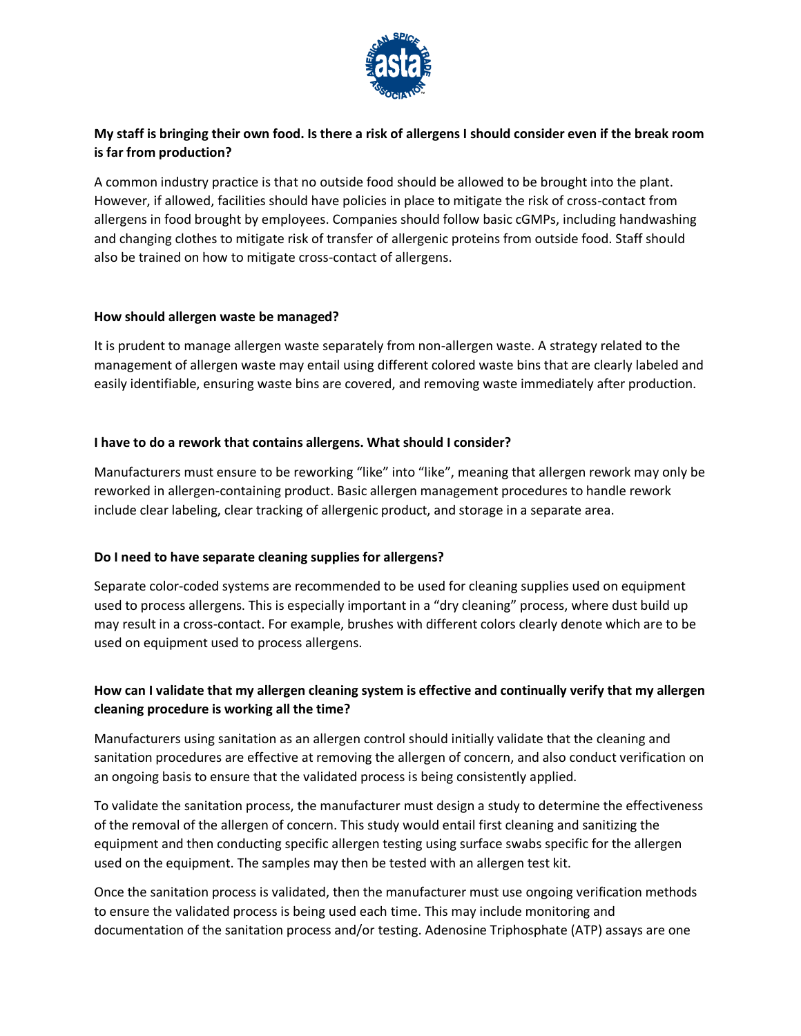**My staff is bringing their own food. Is there a risk of allergens I should consider even if the break room is far from production?**

A common industry practice is that no outside food should be allowed to be brought into the plant. However, if allowed, facilities should have policies in place to mitigate the risk of cross-contact from allergens in food brought by employees. Companies should follow basic cGMPs, including handwashing and changing clothes to mitigate risk of transfer of allergenic proteins from outside food. Staff should also be trained on how to mitigate cross-contact of allergens.

**How should allergen waste be managed?**

It is prudent to manage allergen waste separately from non-allergen waste. A strategy related to the management of allergen waste may entail using different colored waste bins that are clearly labeled and easily identifiable, ensuring waste bins are covered, and removing waste immediately after production.

**I have to do a rework that contains allergens. What should I consider?**

Manufacturers must ensure to be reworking "like" into "like", meaning that allergen rework may only be reworked in allergen-containing product. Basic allergen management procedures to handle rework include clear labeling, clear tracking of allergenic product, and storage in a separate area.

**Do I need to have separate cleaning supplies for allergens?**

Separate color-coded systems are recommended to be used for cleaning supplies used on equipment used to process allergens. This is especially important in a "dry cleaning" process, where dust build up may result in a cross-contact. For example, brushes with different colors clearly denote which are to be used on equipment used to process allergens.

**How can I validate that my allergen cleaning system is effective and continually verify that my allergen cleaning procedure is working all the time?**

Manufacturers using sanitation as an allergen control should initially validate that the cleaning and sanitation procedures are effective at removing the allergen of concern, and also conduct verification on an ongoing basis to ensure that the validated process is being consistently applied.

To validate the sanitation process, the manufacturer must design a study to determine the effectiveness of the removal of the allergen of concern. This study would entail first cleaning and sanitizing the equipment and then conducting specific allergen testing using surface swabs specific for the allergen used on the equipment. The samples may then be tested with an allergen test kit.

Once the sanitation process is validated, then the manufacturer must use ongoing verification methods to ensure the validated process is being used each time. This may include monitoring and documentation of the sanitation process and/or testing. Adenosine Triphosphate (ATP) assays are one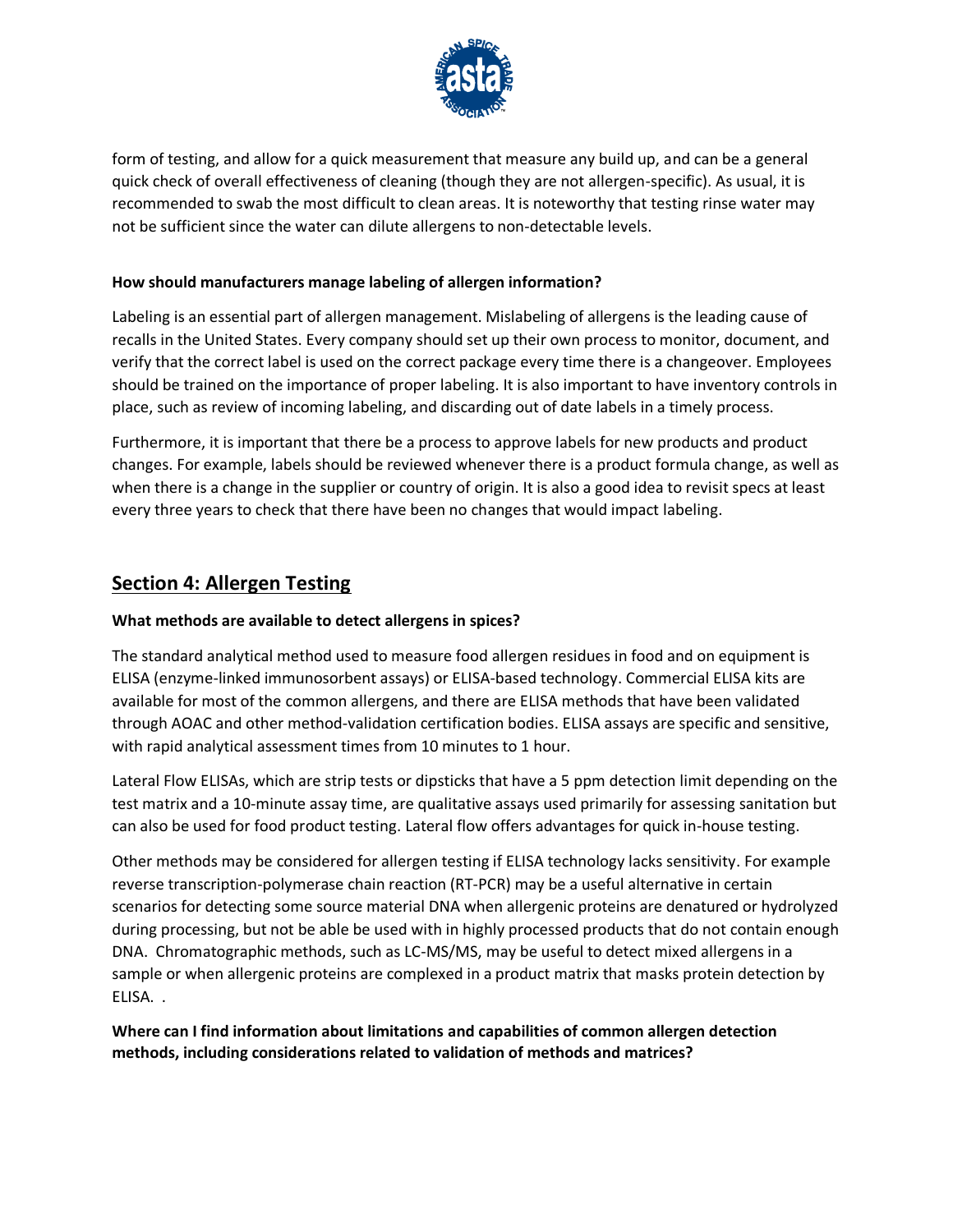form of testing, and allow for a quick measurement that measure any build up, and can be a general quick check of overall effectiveness of cleaning (though they are not allergen-specific). As usual, it is recommended to swab the most difficult to clean areas. It is noteworthy that testing rinse water may not be sufficient since the water can dilute allergens to non-detectable levels.

**How should manufacturers manage labeling of allergen information?**

Labeling is an essential part of allergen management. Mislabeling of allergens is the leading cause of recalls in the United States. Every company should set up their own process to monitor, document, and verify that the correct label is used on the correct package every time there is a changeover. Employees should be trained on the importance of proper labeling. It is also important to have inventory controls in place, such as review of incoming labeling, and discarding out of date labels in a timely process.

Furthermore, it is important that there be a process to approve labels for new products and product changes. For example, labels should be reviewed whenever there is a product formula change, as well as when there is a change in the supplier or country of origin. It is also a good idea to revisit specs at least every three years to check that there have been no changes that would impact labeling.

## Section 4: Allergen Testing

**What methods are available to detect allergens in spices?**

The standard analytical method used to measure food allergen residues in food and on equipment is ELISA (enzyme-linked immunosorbent assays) or ELISA-based technology. Commercial ELISA kits are available for most of the common allergens, and there are ELISA methods that have been validated through AOAC and other method-validation certification bodies. ELISA assays are specific and sensitive, with rapid analytical assessment times from 10 minutes to 1 hour.

Lateral Flow ELISAs, which are strip tests or dipsticks that have a 5 ppm detection limit depending on the test matrix and a 10-minute assay time, are qualitative assays used primarily for assessing sanitation but can also be used for food product testing. Lateral flow offers advantages for quick in-house testing.

Other methods may be considered for allergen testing if ELISA technology lacks sensitivity. For example reverse transcription-polymerase chain reaction (RT-PCR) may be a useful alternative in certain scenarios for detecting some source material DNA when allergenic proteins are denatured or hydrolyzed during processing, but not be able be used with in highly processed products that do not contain enough DNA. Chromatographic methods, such as LC-MS/MS, may be useful to detect mixed allergens in a sample or when allergenic proteins are complexed in a product matrix that masks protein detection by ELISA. .

**Where can I find information about limitations and capabilities of common allergen detection methods, including considerations related to validation of methods and matrices?**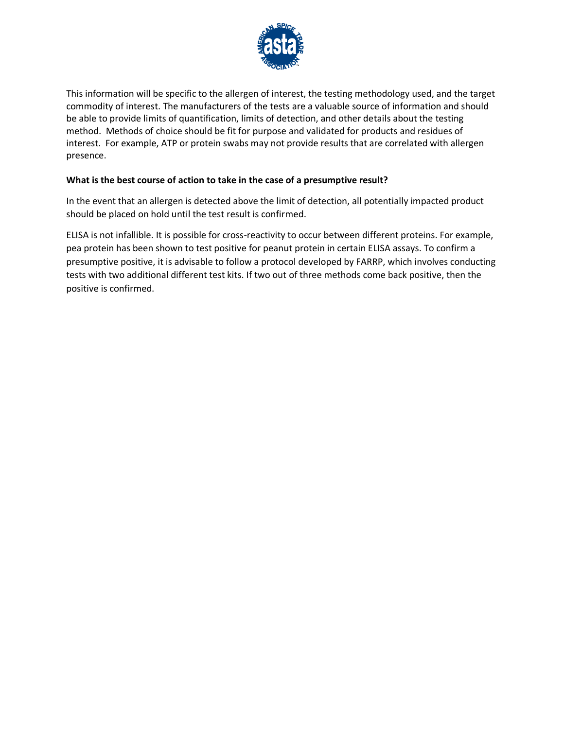This information will be specific to the allergen of interest, the testing methodology used, and the target commodity of interest. The manufacturers of the tests are a valuable source of information and should be able to provide limits of quantification, limits of detection, and other details about the testing method.  Methods of choice should be fit for purpose and validated for products and residues of interest.  For example, ATP or protein swabs may not provide results that are correlated with allergen presence.

**What is the best course of action to take in the case of a presumptive result?**

In the event that an allergen is detected above the limit of detection, all potentially impacted product should be placed on hold until the test result is confirmed.

ELISA is not infallible. It is possible for cross-reactivity to occur between different proteins. For example, pea protein has been shown to test positive for peanut protein in certain ELISA assays. To confirm a presumptive positive, it is advisable to follow a protocol developed by FARRP, which involves conducting tests with two additional different test kits. If two out of three methods come back positive, then the positive is confirmed.